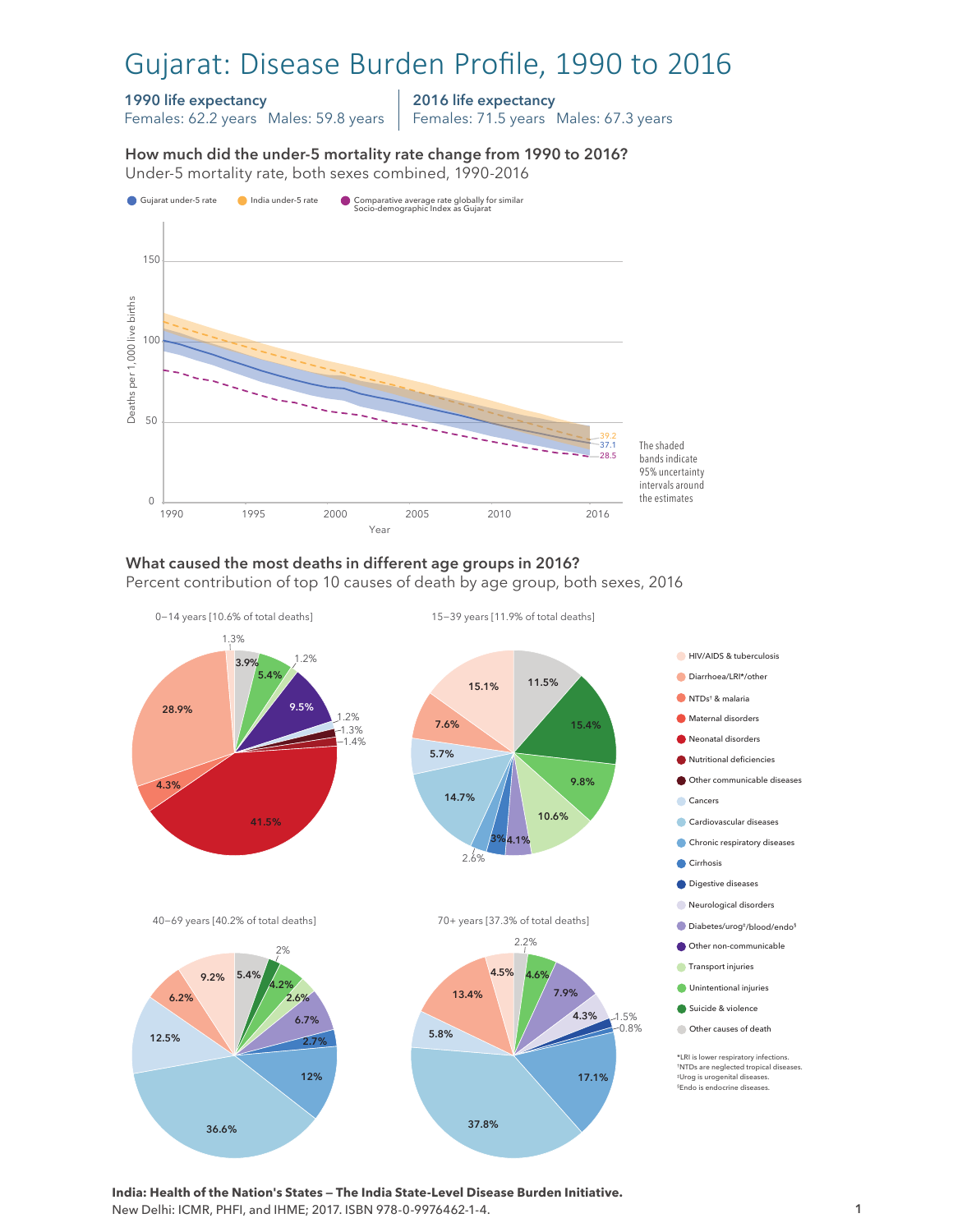# Gujarat: Disease Burden Profile, 1990 to 2016

**1990 life expectancy**
Females: 62.2 years   Males: 59.8 years

**2016 life expectancy**
Females: 71.5 years   Males: 67.3 years

### How much did the under-5 mortality rate change from 1990 to 2016?

Under-5 mortality rate, both sexes combined, 1990-2016

Gujarat under-5 rate · India under-5 rate · Comparative average rate globally for similar Socio-demographic Index as Gujarat

Deaths per 1,000 live births (2016): India 39.2; Gujarat 37.1; Comparative average 28.5

The shaded bands indicate 95% uncertainty intervals around the estimates

### What caused the most deaths in different age groups in 2016?

Percent contribution of top 10 causes of death by age group, both sexes, 2016

**0–14 years [10.6% of total deaths]**

| Cause | % |
|---|---|
| Neonatal disorders | 41.5% |
| Diarrhoea/LRI*/other | 28.9% |
| Other non-communicable | 9.5% |
| Unintentional injuries | 5.4% |
| NTDs† & malaria | 4.3% |
| Other causes of death | 3.9% |
| Nutritional deficiencies | 1.4% |
| HIV/AIDS & tuberculosis | 1.3% |
| Other communicable diseases | 1.3% |
| Transport injuries | 1.2% |
| Cancers | 1.2% |

**15–39 years [11.9% of total deaths]**

| Cause | % |
|---|---|
| Suicide & violence | 15.4% |
| HIV/AIDS & tuberculosis | 15.1% |
| Cardiovascular diseases | 14.7% |
| Other causes of death | 11.5% |
| Transport injuries | 10.6% |
| Unintentional injuries | 9.8% |
| Diarrhoea/LRI*/other | 7.6% |
| Cancers | 5.7% |
| Diabetes/urog‡/blood/endo§ | 4.1% |
| Cirrhosis | 3% |
| Chronic respiratory diseases | 2.6% |

**40–69 years [40.2% of total deaths]**

| Cause | % |
|---|---|
| Cardiovascular diseases | 36.6% |
| Cancers | 12.5% |
| Chronic respiratory diseases | 12% |
| HIV/AIDS & tuberculosis | 9.2% |
| Diabetes/urog‡/blood/endo§ | 6.7% |
| Diarrhoea/LRI*/other | 6.2% |
| Other causes of death | 5.4% |
| Unintentional injuries | 4.2% |
| Cirrhosis | 2.7% |
| Transport injuries | 2.6% |
| Suicide & violence | 2% |

**70+ years [37.3% of total deaths]**

| Cause | % |
|---|---|
| Cardiovascular diseases | 37.8% |
| Chronic respiratory diseases | 17.1% |
| Diarrhoea/LRI*/other | 13.4% |
| Diabetes/urog‡/blood/endo§ | 7.9% |
| Cancers | 5.8% |
| Unintentional injuries | 4.6% |
| HIV/AIDS & tuberculosis | 4.5% |
| Neurological disorders | 4.3% |
| Other causes of death | 2.2% |
| Digestive diseases | 1.5% |
| Cirrhosis | 0.8% |

*LRI is lower respiratory infections.
†NTDs are neglected tropical diseases.
‡Urog is urogenital diseases.
§Endo is endocrine diseases.

**India: Health of the Nation's States — The India State-Level Disease Burden Initiative.**
New Delhi: ICMR, PHFI, and IHME; 2017. ISBN 978-0-9976462-1-4.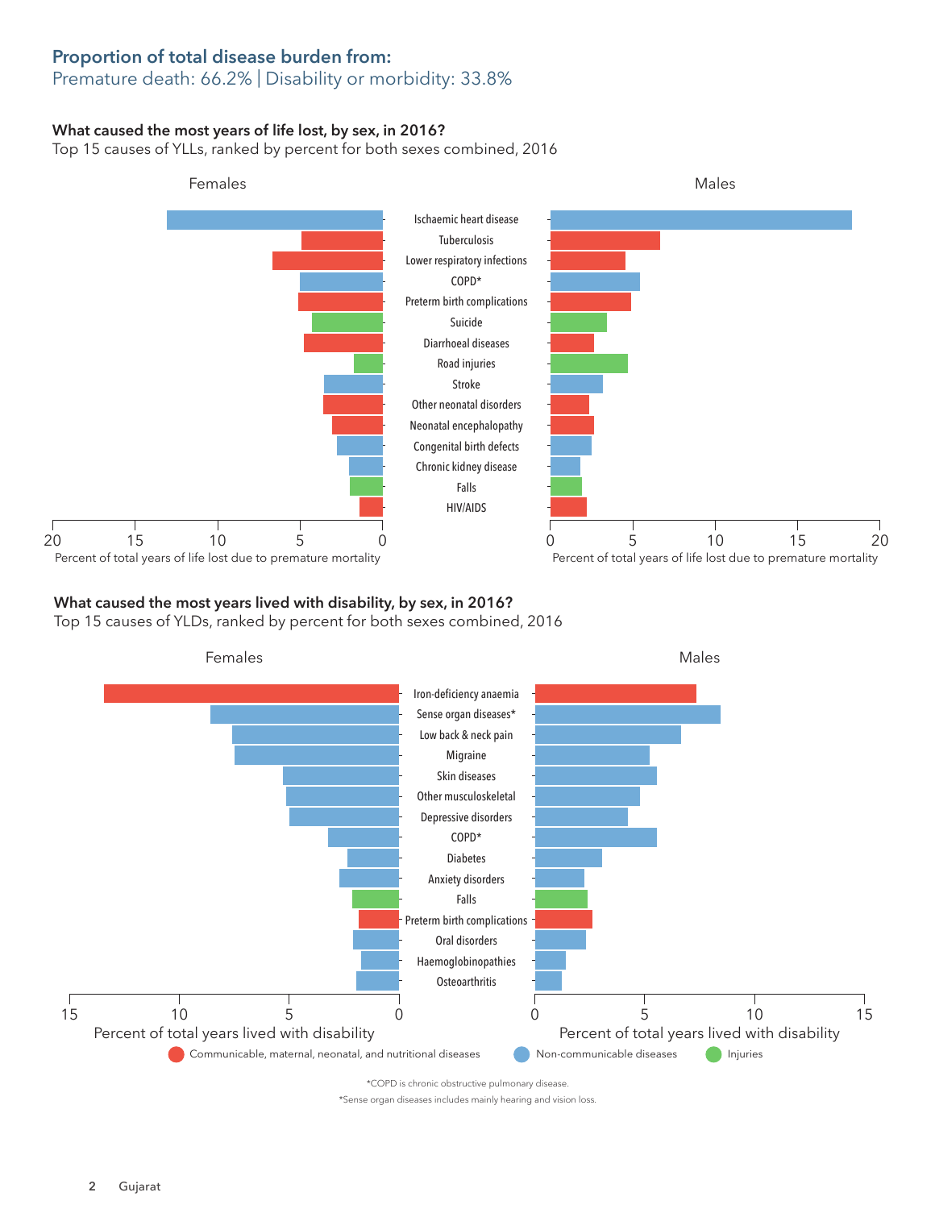## Proportion of total disease burden from:

Premature death: 66.2% | Disability or morbidity: 33.8%

### What caused the most years of life lost, by sex, in 2016?

Top 15 causes of YLLs, ranked by percent for both sexes combined, 2016

Females | Males

- Ischaemic heart disease
- Tuberculosis
- Lower respiratory infections
- COPD*
- Preterm birth complications
- Suicide
- Diarrhoeal diseases
- Road injuries
- Stroke
- Other neonatal disorders
- Neonatal encephalopathy
- Congenital birth defects
- Chronic kidney disease
- Falls
- HIV/AIDS

Percent of total years of life lost due to premature mortality

### What caused the most years lived with disability, by sex, in 2016?

Top 15 causes of YLDs, ranked by percent for both sexes combined, 2016

Females | Males

- Iron-deficiency anaemia
- Sense organ diseases*
- Low back & neck pain
- Migraine
- Skin diseases
- Other musculoskeletal
- Depressive disorders
- COPD*
- Diabetes
- Anxiety disorders
- Falls
- Preterm birth complications
- Oral disorders
- Haemoglobinopathies
- Osteoarthritis

Percent of total years lived with disability

Communicable, maternal, neonatal, and nutritional diseases | Non-communicable diseases | Injuries

*COPD is chronic obstructive pulmonary disease.

*Sense organ diseases includes mainly hearing and vision loss.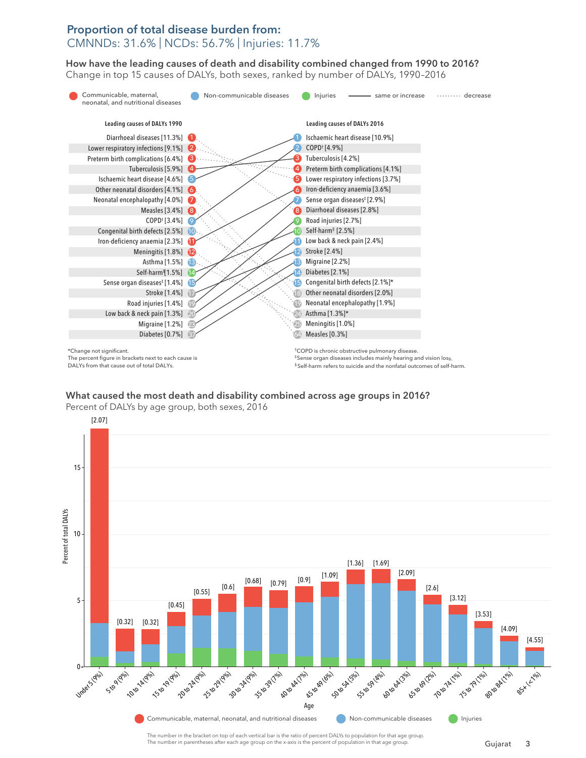## Proportion of total disease burden from:

CMNNDs: 31.6% | NCDs: 56.7% | Injuries: 11.7%

### How have the leading causes of death and disability combined changed from 1990 to 2016?

Change in top 15 causes of DALYs, both sexes, ranked by number of DALYs, 1990–2016

Legend: Communicable, maternal, neonatal, and nutritional diseases; Non-communicable diseases; Injuries; —— same or increase; ········ decrease

| Leading causes of DALYs 1990 | Rank | Rank | Leading causes of DALYs 2016 |
|---|---|---|---|
| Diarrhoeal diseases [11.3%] | 1 | 1 | Ischaemic heart disease [10.9%] |
| Lower respiratory infections [9.1%] | 2 | 2 | COPD† [4.9%] |
| Preterm birth complications [6.4%] | 3 | 3 | Tuberculosis [4.2%] |
| Tuberculosis [5.9%] | 4 | 4 | Preterm birth complications [4.1%] |
| Ischaemic heart disease [4.6%] | 5 | 5 | Lower respiratory infections [3.7%] |
| Other neonatal disorders [4.1%] | 6 | 6 | Iron-deficiency anaemia [3.6%] |
| Neonatal encephalopathy [4.0%] | 7 | 7 | Sense organ diseases‡ [2.9%] |
| Measles [3.4%] | 8 | 8 | Diarrhoeal diseases [2.8%] |
| COPD† [3.4%] | 9 | 9 | Road injuries [2.7%] |
| Congenital birth defects [2.5%] | 10 | 10 | Self-harm§ [2.5%] |
| Iron-deficiency anaemia [2.3%] | 11 | 11 | Low back & neck pain [2.4%] |
| Meningitis [1.8%] | 12 | 12 | Stroke [2.4%] |
| Asthma [1.5%] | 13 | 13 | Migraine [2.2%] |
| Self-harm§ [1.5%] | 14 | 14 | Diabetes [2.1%] |
| Sense organ diseases‡ [1.4%] | 15 | 15 | Congenital birth defects [2.1%]* |
| Stroke [1.4%] | 17 | 18 | Other neonatal disorders [2.0%] |
| Road injuries [1.4%] | 19 | 19 | Neonatal encephalopathy [1.9%] |
| Low back & neck pain [1.3%] | 20 | 24 | Asthma [1.3%]* |
| Migraine [1.2%] | 23 | 25 | Meningitis [1.0%] |
| Diabetes [0.7%] | 37 | 64 | Measles [0.3%] |

*Change not significant.
The percent figure in brackets next to each cause is DALYs from that cause out of total DALYs.

†COPD is chronic obstructive pulmonary disease.
‡Sense organ diseases includes mainly hearing and vision loss.
§Self-harm refers to suicide and the nonfatal outcomes of self-harm.

### What caused the most death and disability combined across age groups in 2016?

Percent of DALYs by age group, both sexes, 2016

| Age (percent of population) | Ratio of percent DALYs to population |
|---|---|
| Under 5 (9%) | 2.07 |
| 5 to 9 (9%) | 0.32 |
| 10 to 14 (9%) | 0.32 |
| 15 to 19 (9%) | 0.45 |
| 20 to 24 (9%) | 0.55 |
| 25 to 29 (9%) | 0.6 |
| 30 to 34 (9%) | 0.68 |
| 35 to 39 (7%) | 0.79 |
| 40 to 44 (7%) | 0.9 |
| 45 to 49 (6%) | 1.09 |
| 50 to 54 (5%) | 1.36 |
| 55 to 59 (4%) | 1.69 |
| 60 to 64 (3%) | 2.09 |
| 65 to 69 (2%) | 2.6 |
| 70 to 74 (1%) | 3.12 |
| 75 to 79 (1%) | 3.53 |
| 80 to 84 (1%) | 4.09 |
| 85+ (<1%) | 4.55 |

Y-axis: Percent of total DALYs. X-axis: Age.

Legend: Communicable, maternal, neonatal, and nutritional diseases; Non-communicable diseases; Injuries

The number in the bracket on top of each vertical bar is the ratio of percent DALYs to population for that age group.
The number in parentheses after each age group on the x-axis is the percent of population in that age group.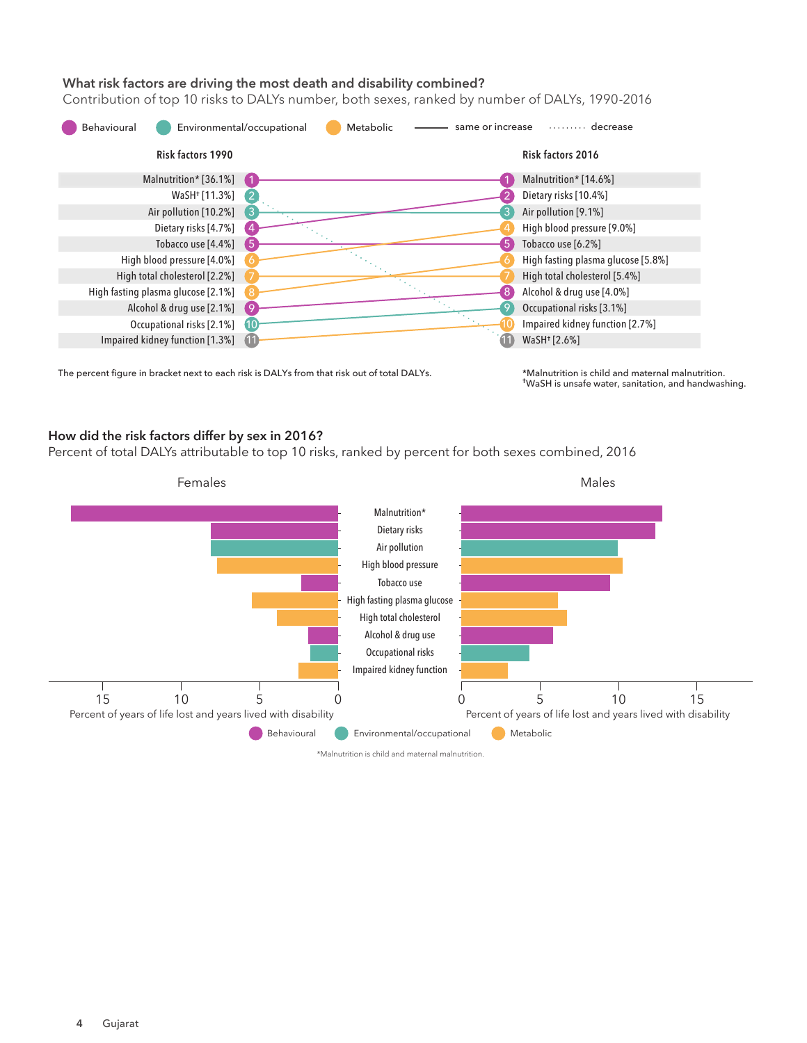## What risk factors are driving the most death and disability combined?

Contribution of top 10 risks to DALYs number, both sexes, ranked by number of DALYs, 1990-2016

Behavioural
Environmental/occupational
Metabolic
same or increase
decrease

Risk factors 1990

1 Malnutrition* [36.1%]
2 WaSH† [11.3%]
3 Air pollution [10.2%]
4 Dietary risks [4.7%]
5 Tobacco use [4.4%]
6 High blood pressure [4.0%]
7 High total cholesterol [2.2%]
8 High fasting plasma glucose [2.1%]
9 Alcohol & drug use [2.1%]
10 Occupational risks [2.1%]
11 Impaired kidney function [1.3%]

Risk factors 2016

1 Malnutrition* [14.6%]
2 Dietary risks [10.4%]
3 Air pollution [9.1%]
4 High blood pressure [9.0%]
5 Tobacco use [6.2%]
6 High fasting plasma glucose [5.8%]
7 High total cholesterol [5.4%]
8 Alcohol & drug use [4.0%]
9 Occupational risks [3.1%]
10 Impaired kidney function [2.7%]
11 WaSH† [2.6%]

The percent figure in bracket next to each risk is DALYs from that risk out of total DALYs.

*Malnutrition is child and maternal malnutrition.
†WaSH is unsafe water, sanitation, and handwashing.

## How did the risk factors differ by sex in 2016?

Percent of total DALYs attributable to top 10 risks, ranked by percent for both sexes combined, 2016

Females

Males

Malnutrition*
Dietary risks
Air pollution
High blood pressure
Tobacco use
High fasting plasma glucose
High total cholesterol
Alcohol & drug use
Occupational risks
Impaired kidney function

15 10 5 0

Percent of years of life lost and years lived with disability

0 5 10 15

Percent of years of life lost and years lived with disability

Behavioural
Environmental/occupational
Metabolic

*Malnutrition is child and maternal malnutrition.